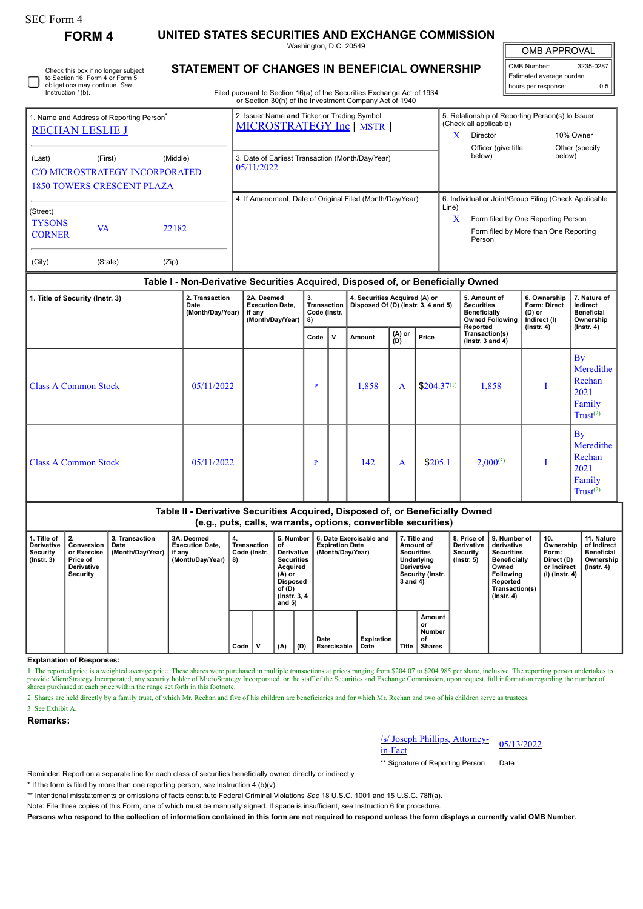SEC Form 4

**FORM 4**

# UNITED STATES SECURITIES AND EXCHANGE COMMISSION

Washington, D.C. 20549

## STATEMENT OF CHANGES IN BENEFICIAL OWNERSHIP

Filed pursuant to Section 16(a) of the Securities Exchange Act of 1934 or Section 30(h) of the Investment Company Act of 1940

| OMB APPROVAL | |
|---|---|
| OMB Number: | 3235-0287 |
| Estimated average burden | |
| hours per response: | 0.5 |

☐ Check this box if no longer subject to Section 16. Form 4 or Form 5 obligations may continue. *See* Instruction 1(b).

1. Name and Address of Reporting Person*
RECHAN LESLIE J

(Last) (First) (Middle)
C/O MICROSTRATEGY INCORPORATED
1850 TOWERS CRESCENT PLAZA

(Street)
TYSONS CORNER VA 22182

(City) (State) (Zip)

2. Issuer Name **and** Ticker or Trading Symbol
MICROSTRATEGY Inc [ MSTR ]

3. Date of Earliest Transaction (Month/Day/Year)
05/11/2022

4. If Amendment, Date of Original Filed (Month/Day/Year)

5. Relationship of Reporting Person(s) to Issuer (Check all applicable)
X Director
10% Owner
Officer (give title below)
Other (specify below)

6. Individual or Joint/Group Filing (Check Applicable Line)
X Form filed by One Reporting Person
Form filed by More than One Reporting Person

### Table I - Non-Derivative Securities Acquired, Disposed of, or Beneficially Owned

| 1. Title of Security (Instr. 3) | 2. Transaction Date (Month/Day/Year) | 2A. Deemed Execution Date, if any (Month/Day/Year) | 3. Transaction Code (Instr. 8) | | 4. Securities Acquired (A) or Disposed Of (D) (Instr. 3, 4 and 5) | | | 5. Amount of Securities Beneficially Owned Following Reported Transaction(s) (Instr. 3 and 4) | 6. Ownership Form: Direct (D) or Indirect (I) (Instr. 4) | 7. Nature of Indirect Beneficial Ownership (Instr. 4) |
|---|---|---|---|---|---|---|---|---|---|---|
| | | | Code | V | Amount | (A) or (D) | Price | | | |
| Class A Common Stock | 05/11/2022 | | P | | 1,858 | A | $204.37[1] | 1,858 | I | By Meredithe Rechan 2021 Family Trust[2] |
| Class A Common Stock | 05/11/2022 | | P | | 142 | A | $205.1 | 2,000[3] | I | By Meredithe Rechan 2021 Family Trust[2] |

### Table II - Derivative Securities Acquired, Disposed of, or Beneficially Owned (e.g., puts, calls, warrants, options, convertible securities)

| 1. Title of Derivative Security (Instr. 3) | 2. Conversion or Exercise Price of Derivative Security | 3. Transaction Date (Month/Day/Year) | 3A. Deemed Execution Date, if any (Month/Day/Year) | 4. Transaction Code (Instr. 8) | | 5. Number of Derivative Securities Acquired (A) or Disposed of (D) (Instr. 3, 4 and 5) | | 6. Date Exercisable and Expiration Date (Month/Day/Year) | | 7. Title and Amount of Securities Underlying Derivative Security (Instr. 3 and 4) | | 8. Price of Derivative Security (Instr. 5) | 9. Number of derivative Securities Beneficially Owned Following Reported Transaction(s) (Instr. 4) | 10. Ownership Form: Direct (D) or Indirect (I) (Instr. 4) | 11. Nature of Indirect Beneficial Ownership (Instr. 4) |
|---|---|---|---|---|---|---|---|---|---|---|---|---|---|---|---|
| | | | | Code | V | (A) | (D) | Date Exercisable | Expiration Date | Title | Amount or Number of Shares | | | | |

**Explanation of Responses:**

1. The reported price is a weighted average price. These shares were purchased in multiple transactions at prices ranging from $204.07 to $204.985 per share, inclusive. The reporting person undertakes to provide MicroStrategy Incorporated, any security holder of MicroStrategy Incorporated, or the staff of the Securities and Exchange Commission, upon request, full information regarding the number of shares purchased at each price within the range set forth in this footnote.

2. Shares are held directly by a family trust, of which Mr. Rechan and five of his children are beneficiaries and for which Mr. Rechan and two of his children serve as trustees.

3. See Exhibit A.

**Remarks:**

/s/ Joseph Phillips, Attorney-in-Fact 05/13/2022

** Signature of Reporting Person Date

Reminder: Report on a separate line for each class of securities beneficially owned directly or indirectly.

* If the form is filed by more than one reporting person, *see* Instruction 4 (b)(v).

** Intentional misstatements or omissions of facts constitute Federal Criminal Violations *See* 18 U.S.C. 1001 and 15 U.S.C. 78ff(a).

Note: File three copies of this Form, one of which must be manually signed. If space is insufficient, *see* Instruction 6 for procedure.

**Persons who respond to the collection of information contained in this form are not required to respond unless the form displays a currently valid OMB Number.**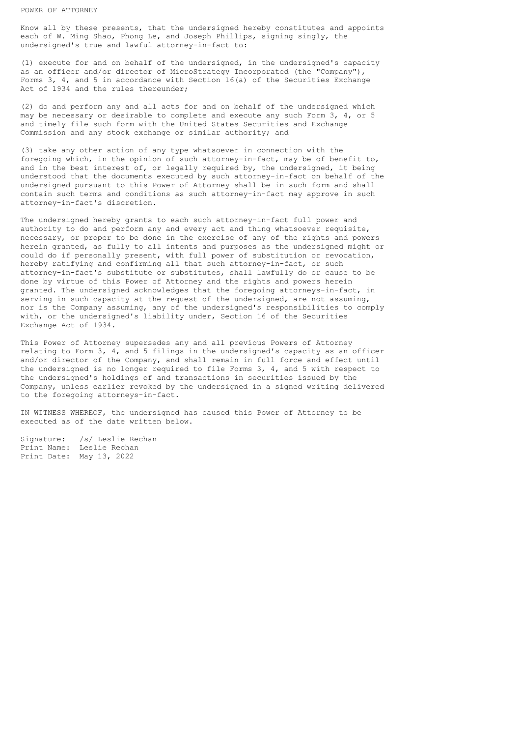# POWER OF ATTORNEY

Know all by these presents, that the undersigned hereby constitutes and appoints each of W. Ming Shao, Phong Le, and Joseph Phillips, signing singly, the undersigned's true and lawful attorney-in-fact to:

(1) execute for and on behalf of the undersigned, in the undersigned's capacity as an officer and/or director of MicroStrategy Incorporated (the "Company"), Forms 3, 4, and 5 in accordance with Section 16(a) of the Securities Exchange Act of 1934 and the rules thereunder;

(2) do and perform any and all acts for and on behalf of the undersigned which may be necessary or desirable to complete and execute any such Form 3, 4, or 5 and timely file such form with the United States Securities and Exchange Commission and any stock exchange or similar authority; and

(3) take any other action of any type whatsoever in connection with the foregoing which, in the opinion of such attorney-in-fact, may be of benefit to, and in the best interest of, or legally required by, the undersigned, it being understood that the documents executed by such attorney-in-fact on behalf of the undersigned pursuant to this Power of Attorney shall be in such form and shall contain such terms and conditions as such attorney-in-fact may approve in such attorney-in-fact's discretion.

The undersigned hereby grants to each such attorney-in-fact full power and authority to do and perform any and every act and thing whatsoever requisite, necessary, or proper to be done in the exercise of any of the rights and powers herein granted, as fully to all intents and purposes as the undersigned might or could do if personally present, with full power of substitution or revocation, hereby ratifying and confirming all that such attorney-in-fact, or such attorney-in-fact's substitute or substitutes, shall lawfully do or cause to be done by virtue of this Power of Attorney and the rights and powers herein granted. The undersigned acknowledges that the foregoing attorneys-in-fact, in serving in such capacity at the request of the undersigned, are not assuming, nor is the Company assuming, any of the undersigned's responsibilities to comply with, or the undersigned's liability under, Section 16 of the Securities Exchange Act of 1934.

This Power of Attorney supersedes any and all previous Powers of Attorney relating to Form 3, 4, and 5 filings in the undersigned's capacity as an officer and/or director of the Company, and shall remain in full force and effect until the undersigned is no longer required to file Forms 3, 4, and 5 with respect to the undersigned's holdings of and transactions in securities issued by the Company, unless earlier revoked by the undersigned in a signed writing delivered to the foregoing attorneys-in-fact.

IN WITNESS WHEREOF, the undersigned has caused this Power of Attorney to be executed as of the date written below.

Signature: /s/ Leslie Rechan
Print Name: Leslie Rechan
Print Date: May 13, 2022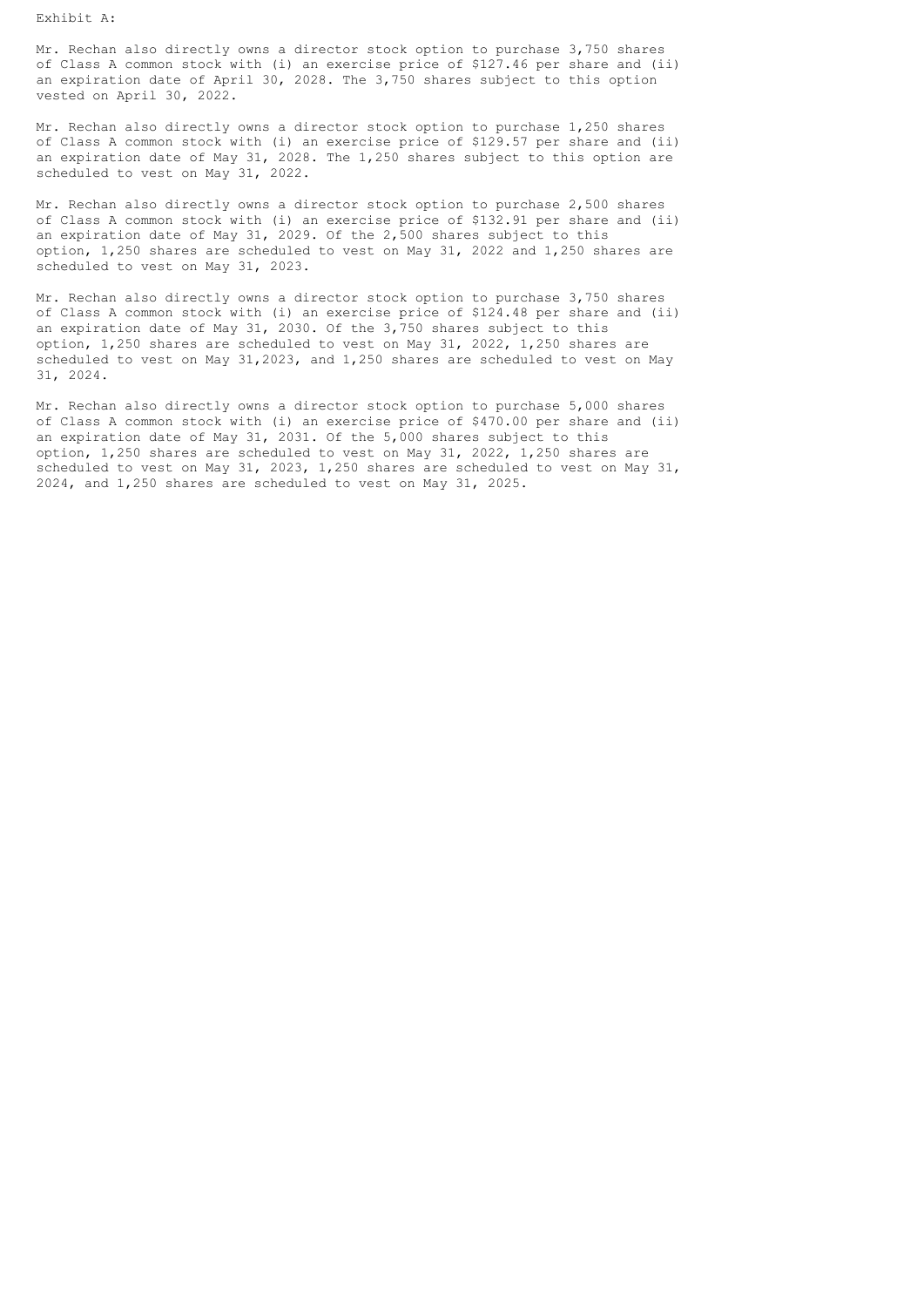Exhibit A:

Mr. Rechan also directly owns a director stock option to purchase 3,750 shares of Class A common stock with (i) an exercise price of $127.46 per share and (ii) an expiration date of April 30, 2028. The 3,750 shares subject to this option vested on April 30, 2022.

Mr. Rechan also directly owns a director stock option to purchase 1,250 shares of Class A common stock with (i) an exercise price of $129.57 per share and (ii) an expiration date of May 31, 2028. The 1,250 shares subject to this option are scheduled to vest on May 31, 2022.

Mr. Rechan also directly owns a director stock option to purchase 2,500 shares of Class A common stock with (i) an exercise price of $132.91 per share and (ii) an expiration date of May 31, 2029. Of the 2,500 shares subject to this option, 1,250 shares are scheduled to vest on May 31, 2022 and 1,250 shares are scheduled to vest on May 31, 2023.

Mr. Rechan also directly owns a director stock option to purchase 3,750 shares of Class A common stock with (i) an exercise price of $124.48 per share and (ii) an expiration date of May 31, 2030. Of the 3,750 shares subject to this option, 1,250 shares are scheduled to vest on May 31, 2022, 1,250 shares are scheduled to vest on May 31,2023, and 1,250 shares are scheduled to vest on May 31, 2024.

Mr. Rechan also directly owns a director stock option to purchase 5,000 shares of Class A common stock with (i) an exercise price of $470.00 per share and (ii) an expiration date of May 31, 2031. Of the 5,000 shares subject to this option, 1,250 shares are scheduled to vest on May 31, 2022, 1,250 shares are scheduled to vest on May 31, 2023, 1,250 shares are scheduled to vest on May 31, 2024, and 1,250 shares are scheduled to vest on May 31, 2025.